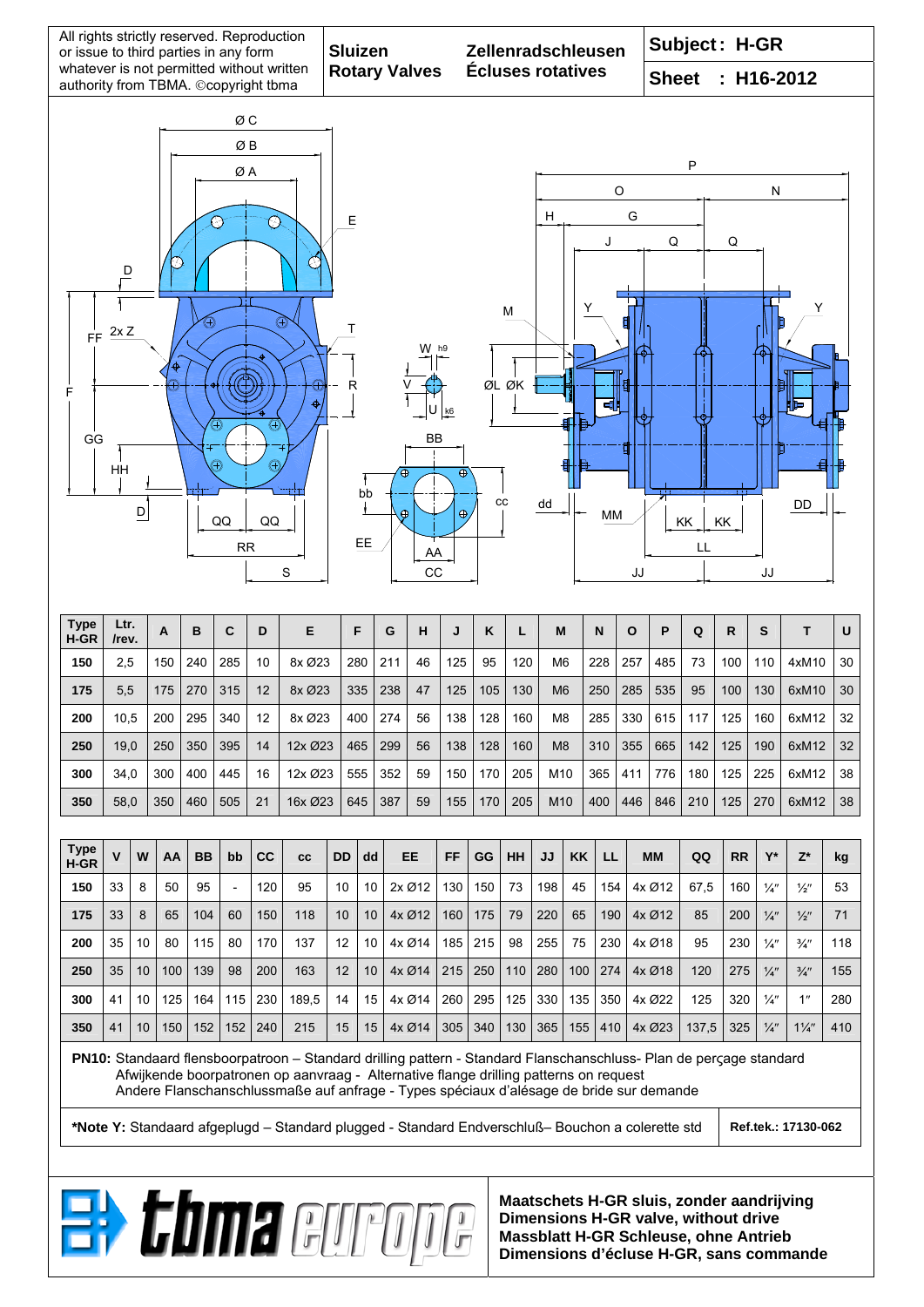All rights strictly reserved. Reproduction or issue to third parties in any form whatever is not permitted without written authority from TBMA. ©copyright tbma

**Sluizen** / **Rotary Valves** / **Zellenradschleusen** / **Écluses rotatives**

**Subject : H-GR**

**Sheet : H16-2012**

| Type H-GR | Ltr. /rev. | A | B | C | D | E | F | G | H | J | K | L | M | N | O | P | Q | R | S | T | U |
|---|---|---|---|---|---|---|---|---|---|---|---|---|---|---|---|---|---|---|---|---|---|
| 150 | 2,5 | 150 | 240 | 285 | 10 | 8x Ø23 | 280 | 211 | 46 | 125 | 95 | 120 | M6 | 228 | 257 | 485 | 73 | 100 | 110 | 4xM10 | 30 |
| 175 | 5,5 | 175 | 270 | 315 | 12 | 8x Ø23 | 335 | 238 | 47 | 125 | 105 | 130 | M6 | 250 | 285 | 535 | 95 | 100 | 130 | 6xM10 | 30 |
| 200 | 10,5 | 200 | 295 | 340 | 12 | 8x Ø23 | 400 | 274 | 56 | 138 | 128 | 160 | M8 | 285 | 330 | 615 | 117 | 125 | 160 | 6xM12 | 32 |
| 250 | 19,0 | 250 | 350 | 395 | 14 | 12x Ø23 | 465 | 299 | 56 | 138 | 128 | 160 | M8 | 310 | 355 | 665 | 142 | 125 | 190 | 6xM12 | 32 |
| 300 | 34,0 | 300 | 400 | 445 | 16 | 12x Ø23 | 555 | 352 | 59 | 150 | 170 | 205 | M10 | 365 | 411 | 776 | 180 | 125 | 225 | 6xM12 | 38 |
| 350 | 58,0 | 350 | 460 | 505 | 21 | 16x Ø23 | 645 | 387 | 59 | 155 | 170 | 205 | M10 | 400 | 446 | 846 | 210 | 125 | 270 | 6xM12 | 38 |

| Type H-GR | V | W | AA | BB | bb | CC | cc | DD | dd | EE | FF | GG | HH | JJ | KK | LL | MM | QQ | RR | Y* | Z* | kg |
|---|---|---|---|---|---|---|---|---|---|---|---|---|---|---|---|---|---|---|---|---|---|---|
| 150 | 33 | 8 | 50 | 95 | - | 120 | 95 | 10 | 10 | 2x Ø12 | 130 | 150 | 73 | 198 | 45 | 154 | 4x Ø12 | 67,5 | 160 | ¼″ | ½″ | 53 |
| 175 | 33 | 8 | 65 | 104 | 60 | 150 | 118 | 10 | 10 | 4x Ø12 | 160 | 175 | 79 | 220 | 65 | 190 | 4x Ø12 | 85 | 200 | ¼″ | ½″ | 71 |
| 200 | 35 | 10 | 80 | 115 | 80 | 170 | 137 | 12 | 10 | 4x Ø14 | 185 | 215 | 98 | 255 | 75 | 230 | 4x Ø18 | 95 | 230 | ¼″ | ¾″ | 118 |
| 250 | 35 | 10 | 100 | 139 | 98 | 200 | 163 | 12 | 10 | 4x Ø14 | 215 | 250 | 110 | 280 | 100 | 274 | 4x Ø18 | 120 | 275 | ¼″ | ¾″ | 155 |
| 300 | 41 | 10 | 125 | 164 | 115 | 230 | 189,5 | 14 | 15 | 4x Ø14 | 260 | 295 | 125 | 330 | 135 | 350 | 4x Ø22 | 125 | 320 | ¼″ | 1″ | 280 |
| 350 | 41 | 10 | 150 | 152 | 152 | 240 | 215 | 15 | 15 | 4x Ø14 | 305 | 340 | 130 | 365 | 155 | 410 | 4x Ø23 | 137,5 | 325 | ¼″ | 1¼″ | 410 |

**PN10:** Standaard flensboorpatroon – Standard drilling pattern - Standard Flanschanschluss- Plan de perçage standard
Afwijkende boorpatronen op aanvraag - Alternative flange drilling patterns on request
Andere Flanschanschlussmaße auf anfrage - Types spéciaux d'alésage de bride sur demande

***Note Y:** Standaard afgeplugd – Standard plugged - Standard Endverschluß– Bouchon a colerette std

**Ref.tek.: 17130-062**

tbma europe

**Maatschets H-GR sluis, zonder aandrijving**
**Dimensions H-GR valve, without drive**
**Massblatt H-GR Schleuse, ohne Antrieb**
**Dimensions d'écluse H-GR, sans commande**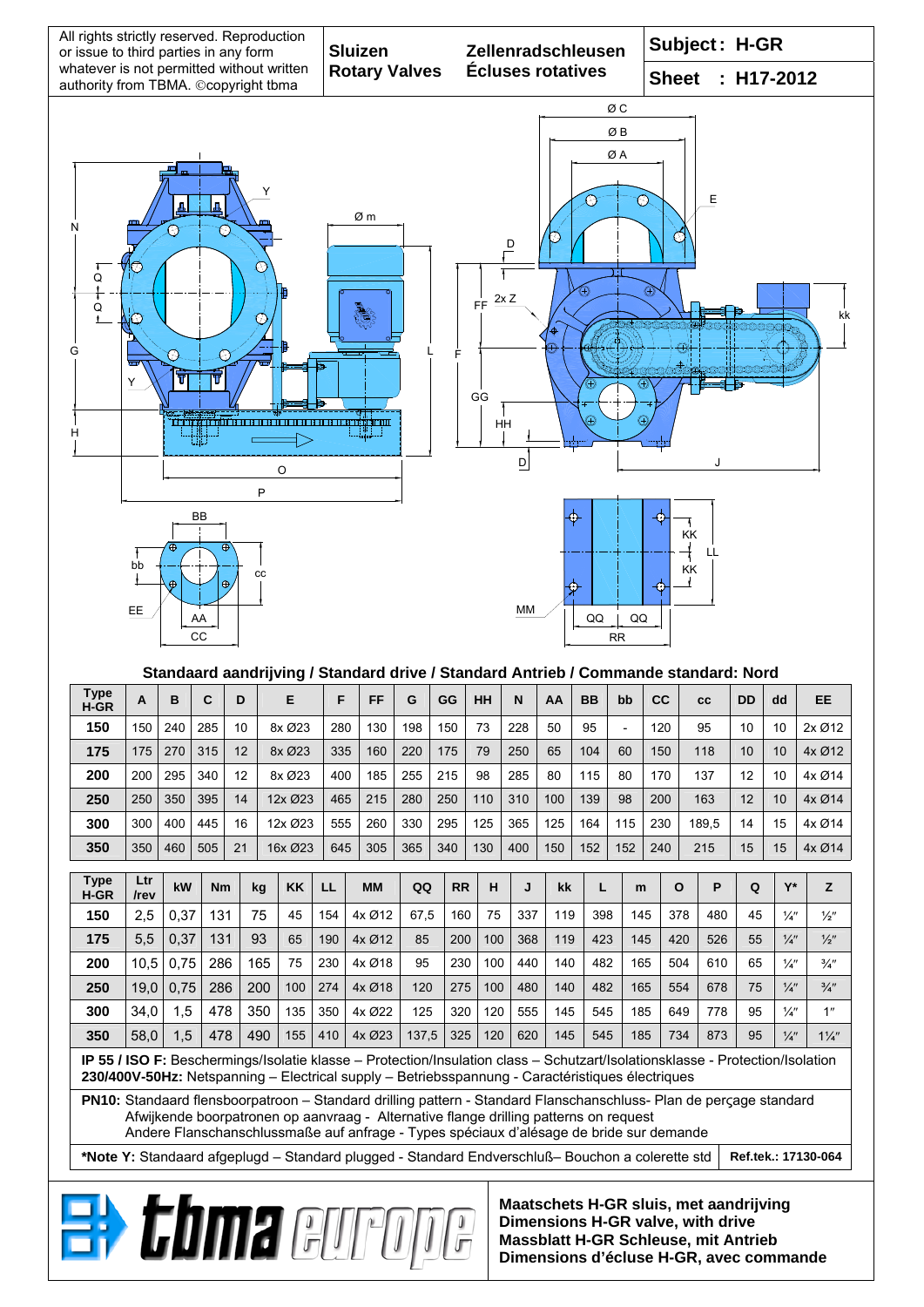All rights strictly reserved. Reproduction or issue to third parties in any form whatever is not permitted without written authority from TBMA. ©copyright tbma

**Sluizen** / **Rotary Valves** — **Zellenradschleusen** / **Écluses rotatives**

**Subject: H-GR**

**Sheet : H17-2012**

ØC
ØB
ØA
E
D
FF
2x Z
F
GG
HH
D
J
kk
N
Q
Q
G
Y
Y
H
Ø m
L
O
P
BB
bb
cc
EE
AA
CC
KK
LL
KK
MM
QQ
QQ
RR

### Standaard aandrijving / Standard drive / Standard Antrieb / Commande standard: Nord

| Type H-GR | A | B | C | D | E | F | FF | G | GG | HH | N | AA | BB | bb | CC | cc | DD | dd | EE |
|---|---|---|---|---|---|---|---|---|---|---|---|---|---|---|---|---|---|---|---|
| **150** | 150 | 240 | 285 | 10 | 8x Ø23 | 280 | 130 | 198 | 150 | 73 | 228 | 50 | 95 | - | 120 | 95 | 10 | 10 | 2x Ø12 |
| **175** | 175 | 270 | 315 | 12 | 8x Ø23 | 335 | 160 | 220 | 175 | 79 | 250 | 65 | 104 | 60 | 150 | 118 | 10 | 10 | 4x Ø12 |
| **200** | 200 | 295 | 340 | 12 | 8x Ø23 | 400 | 185 | 255 | 215 | 98 | 285 | 80 | 115 | 80 | 170 | 137 | 12 | 10 | 4x Ø14 |
| **250** | 250 | 350 | 395 | 14 | 12x Ø23 | 465 | 215 | 280 | 250 | 110 | 310 | 100 | 139 | 98 | 200 | 163 | 12 | 10 | 4x Ø14 |
| **300** | 300 | 400 | 445 | 16 | 12x Ø23 | 555 | 260 | 330 | 295 | 125 | 365 | 125 | 164 | 115 | 230 | 189,5 | 14 | 15 | 4x Ø14 |
| **350** | 350 | 460 | 505 | 21 | 16x Ø23 | 645 | 305 | 365 | 340 | 130 | 400 | 150 | 152 | 152 | 240 | 215 | 15 | 15 | 4x Ø14 |

| Type H-GR | Ltr /rev | kW | Nm | kg | KK | LL | MM | QQ | RR | H | J | kk | L | m | O | P | Q | Y* | Z |
|---|---|---|---|---|---|---|---|---|---|---|---|---|---|---|---|---|---|---|---|
| **150** | 2,5 | 0,37 | 131 | 75 | 45 | 154 | 4x Ø12 | 67,5 | 160 | 75 | 337 | 119 | 398 | 145 | 378 | 480 | 45 | ¼″ | ½″ |
| **175** | 5,5 | 0,37 | 131 | 93 | 65 | 190 | 4x Ø12 | 85 | 200 | 100 | 368 | 119 | 423 | 145 | 420 | 526 | 55 | ¼″ | ½″ |
| **200** | 10,5 | 0,75 | 286 | 165 | 75 | 230 | 4x Ø18 | 95 | 230 | 100 | 440 | 140 | 482 | 165 | 504 | 610 | 65 | ¼″ | ¾″ |
| **250** | 19,0 | 0,75 | 286 | 200 | 100 | 274 | 4x Ø18 | 120 | 275 | 100 | 480 | 140 | 482 | 165 | 554 | 678 | 75 | ¼″ | ¾″ |
| **300** | 34,0 | 1,5 | 478 | 350 | 135 | 350 | 4x Ø22 | 125 | 320 | 120 | 555 | 145 | 545 | 185 | 649 | 778 | 95 | ¼″ | 1″ |
| **350** | 58,0 | 1,5 | 478 | 490 | 155 | 410 | 4x Ø23 | 137,5 | 325 | 120 | 620 | 145 | 545 | 185 | 734 | 873 | 95 | ¼″ | 1¼″ |

**IP 55 / ISO F:** Beschermings/Isolatie klasse – Protection/Insulation class – Schutzart/Isolationsklasse - Protection/Isolation
**230/400V-50Hz:** Netspanning – Electrical supply – Betriebsspannung - Caractéristiques électriques

**PN10:** Standaard flensboorpatroon – Standard drilling pattern - Standard Flanschanschluss- Plan de perçage standard
Afwijkende boorpatronen op aanvraag - Alternative flange drilling patterns on request
Andere Flanschanschlussmaße auf anfrage - Types spéciaux d'alésage de bride sur demande

***Note Y:** Standaard afgeplugd – Standard plugged - Standard Endverschluß– Bouchon a colerette std | **Ref.tek.: 17130-064**

tbma europe

**Maatschets H-GR sluis, met aandrijving**
**Dimensions H-GR valve, with drive**
**Massblatt H-GR Schleuse, mit Antrieb**
**Dimensions d'écluse H-GR, avec commande**